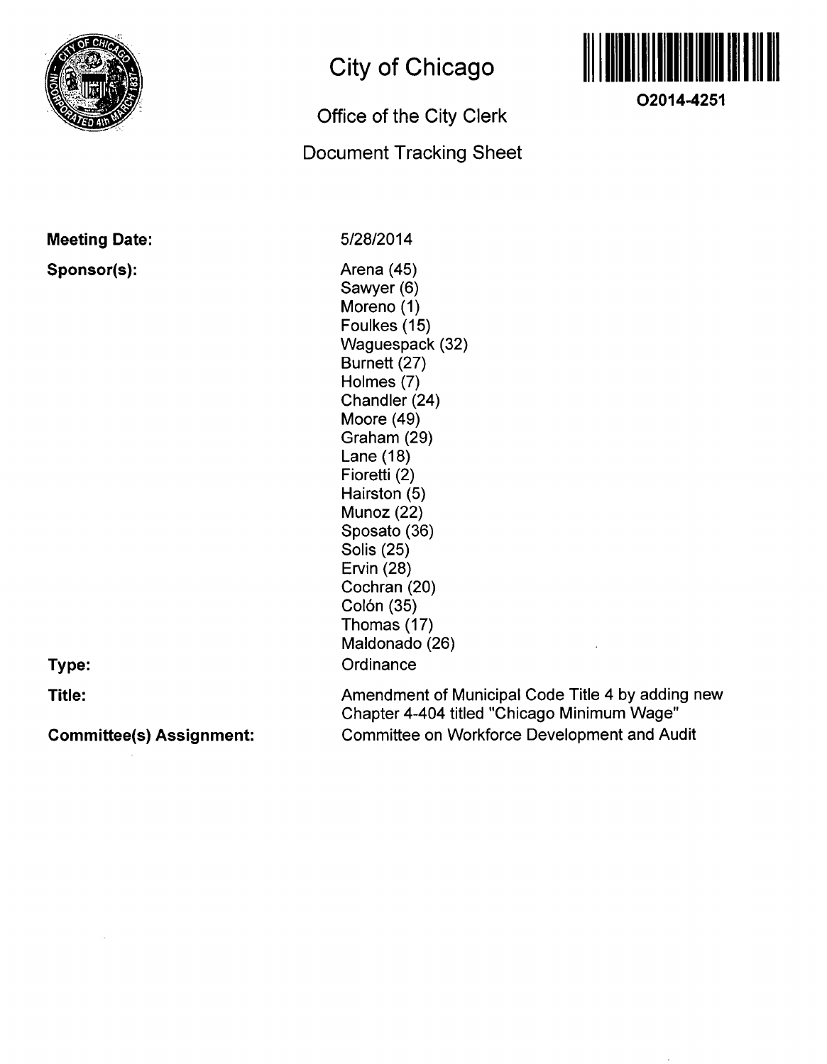# City of Chicago

## Office of the City Clerk

## Document Tracking Sheet

O2014-4251

**Meeting Date:** 5/28/2014

**Sponsor(s):**

Arena (45)
Sawyer (6)
Moreno (1)
Foulkes (15)
Waguespack (32)
Burnett (27)
Holmes (7)
Chandler (24)
Moore (49)
Graham (29)
Lane (18)
Fioretti (2)
Hairston (5)
Munoz (22)
Sposato (36)
Solis (25)
Ervin (28)
Cochran (20)
Colón (35)
Thomas (17)
Maldonado (26)

**Type:** Ordinance

**Title:** Amendment of Municipal Code Title 4 by adding new Chapter 4-404 titled "Chicago Minimum Wage"

**Committee(s) Assignment:** Committee on Workforce Development and Audit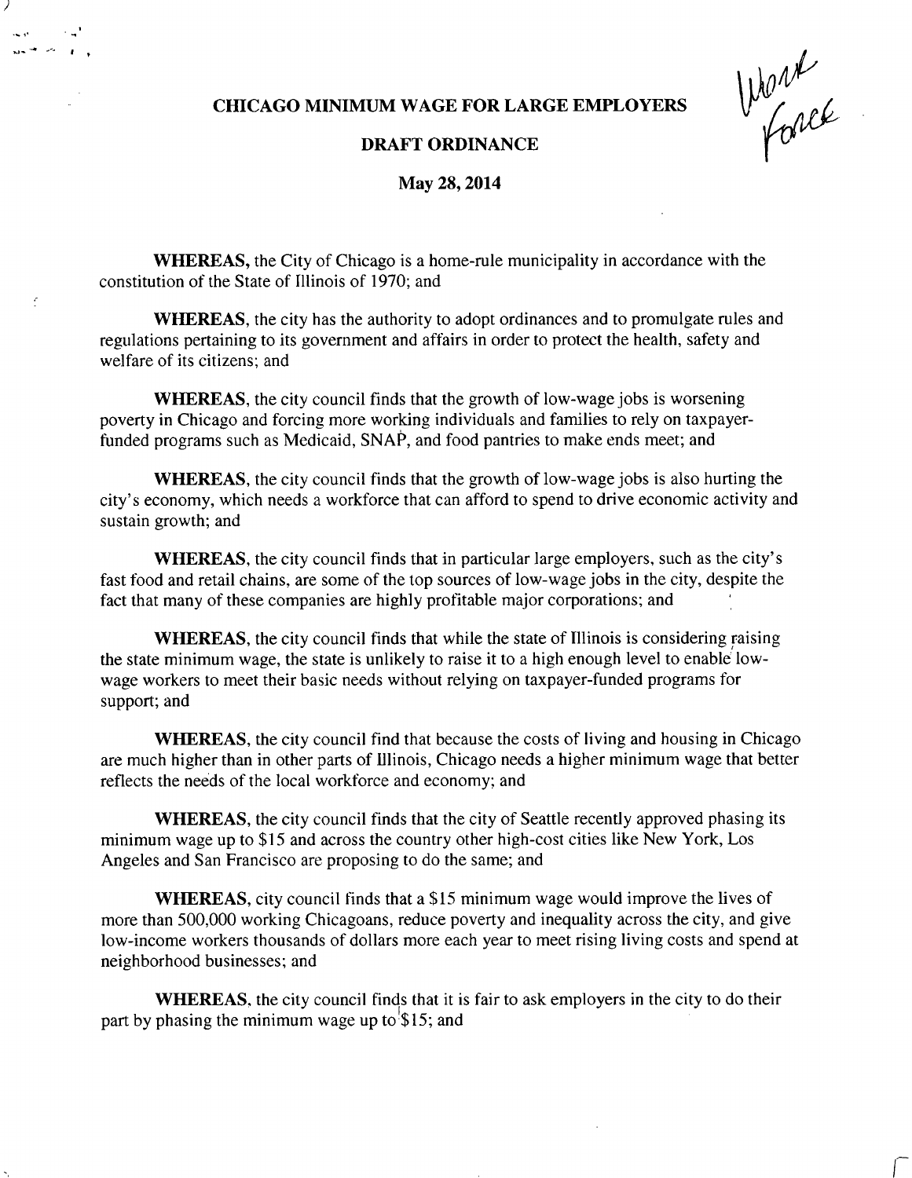# CHICAGO MINIMUM WAGE FOR LARGE EMPLOYERS

## DRAFT ORDINANCE

**May 28, 2014**

Work Force

**WHEREAS,** the City of Chicago is a home-rule municipality in accordance with the constitution of the State of Illinois of 1970; and

**WHEREAS,** the city has the authority to adopt ordinances and to promulgate rules and regulations pertaining to its government and affairs in order to protect the health, safety and welfare of its citizens; and

**WHEREAS,** the city council finds that the growth of low-wage jobs is worsening poverty in Chicago and forcing more working individuals and families to rely on taxpayer-funded programs such as Medicaid, SNAP, and food pantries to make ends meet; and

**WHEREAS,** the city council finds that the growth of low-wage jobs is also hurting the city's economy, which needs a workforce that can afford to spend to drive economic activity and sustain growth; and

**WHEREAS,** the city council finds that in particular large employers, such as the city's fast food and retail chains, are some of the top sources of low-wage jobs in the city, despite the fact that many of these companies are highly profitable major corporations; and

**WHEREAS,** the city council finds that while the state of Illinois is considering raising the state minimum wage, the state is unlikely to raise it to a high enough level to enable low-wage workers to meet their basic needs without relying on taxpayer-funded programs for support; and

**WHEREAS,** the city council find that because the costs of living and housing in Chicago are much higher than in other parts of Illinois, Chicago needs a higher minimum wage that better reflects the needs of the local workforce and economy; and

**WHEREAS,** the city council finds that the city of Seattle recently approved phasing its minimum wage up to $15 and across the country other high-cost cities like New York, Los Angeles and San Francisco are proposing to do the same; and

**WHEREAS,** city council finds that a $15 minimum wage would improve the lives of more than 500,000 working Chicagoans, reduce poverty and inequality across the city, and give low-income workers thousands of dollars more each year to meet rising living costs and spend at neighborhood businesses; and

**WHEREAS,** the city council finds that it is fair to ask employers in the city to do their part by phasing the minimum wage up to $15; and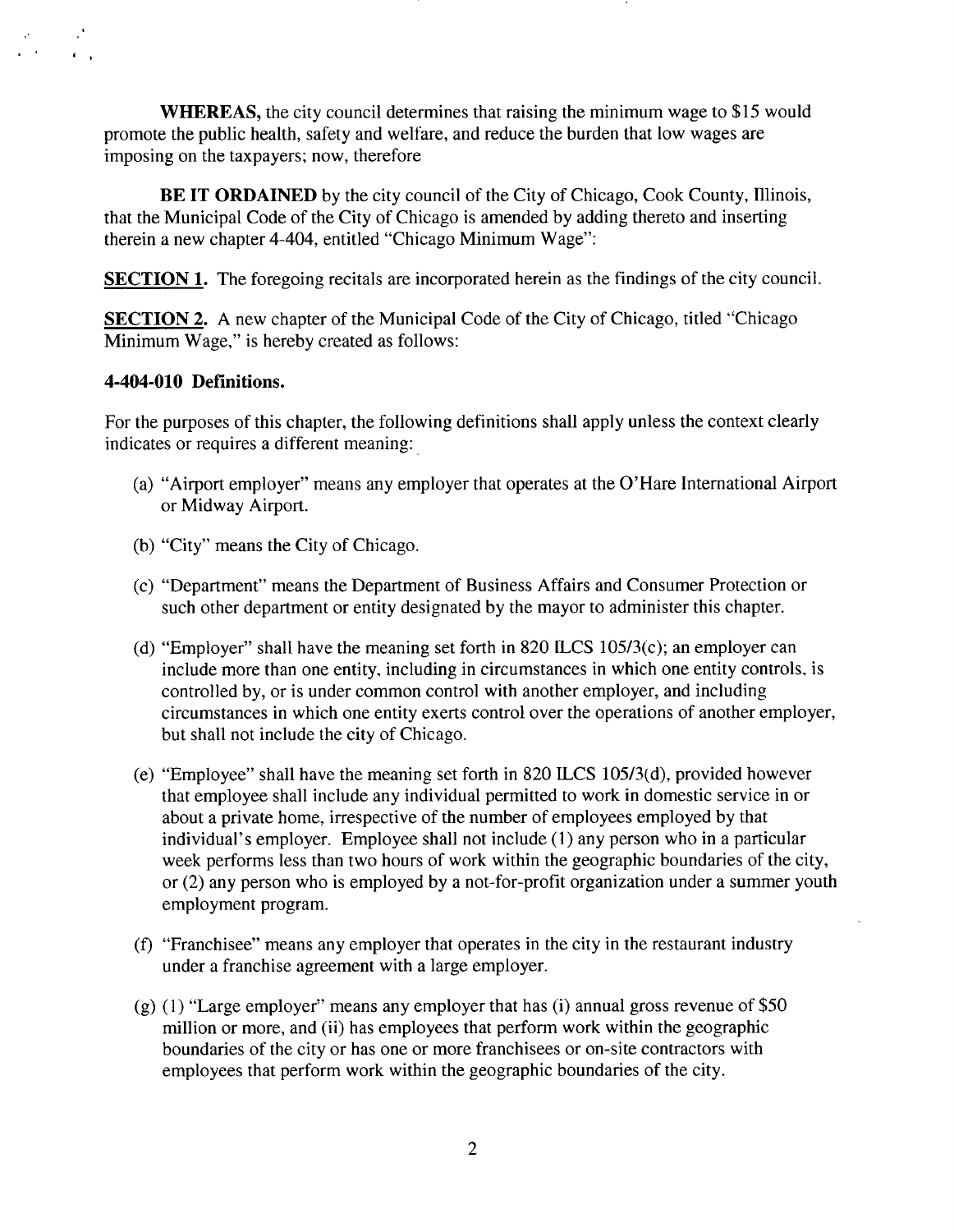**WHEREAS,** the city council determines that raising the minimum wage to $15 would promote the public health, safety and welfare, and reduce the burden that low wages are imposing on the taxpayers; now, therefore

**BE IT ORDAINED** by the city council of the City of Chicago, Cook County, Illinois, that the Municipal Code of the City of Chicago is amended by adding thereto and inserting therein a new chapter 4-404, entitled "Chicago Minimum Wage":

**SECTION 1.** The foregoing recitals are incorporated herein as the findings of the city council.

**SECTION 2.** A new chapter of the Municipal Code of the City of Chicago, titled "Chicago Minimum Wage," is hereby created as follows:

**4-404-010 Definitions.**

For the purposes of this chapter, the following definitions shall apply unless the context clearly indicates or requires a different meaning:

(a) "Airport employer" means any employer that operates at the O'Hare International Airport or Midway Airport.

(b) "City" means the City of Chicago.

(c) "Department" means the Department of Business Affairs and Consumer Protection or such other department or entity designated by the mayor to administer this chapter.

(d) "Employer" shall have the meaning set forth in 820 ILCS 105/3(c); an employer can include more than one entity, including in circumstances in which one entity controls, is controlled by, or is under common control with another employer, and including circumstances in which one entity exerts control over the operations of another employer, but shall not include the city of Chicago.

(e) "Employee" shall have the meaning set forth in 820 ILCS 105/3(d), provided however that employee shall include any individual permitted to work in domestic service in or about a private home, irrespective of the number of employees employed by that individual's employer. Employee shall not include (1) any person who in a particular week performs less than two hours of work within the geographic boundaries of the city, or (2) any person who is employed by a not-for-profit organization under a summer youth employment program.

(f) "Franchisee" means any employer that operates in the city in the restaurant industry under a franchise agreement with a large employer.

(g) (1) "Large employer" means any employer that has (i) annual gross revenue of $50 million or more, and (ii) has employees that perform work within the geographic boundaries of the city or has one or more franchisees or on-site contractors with employees that perform work within the geographic boundaries of the city.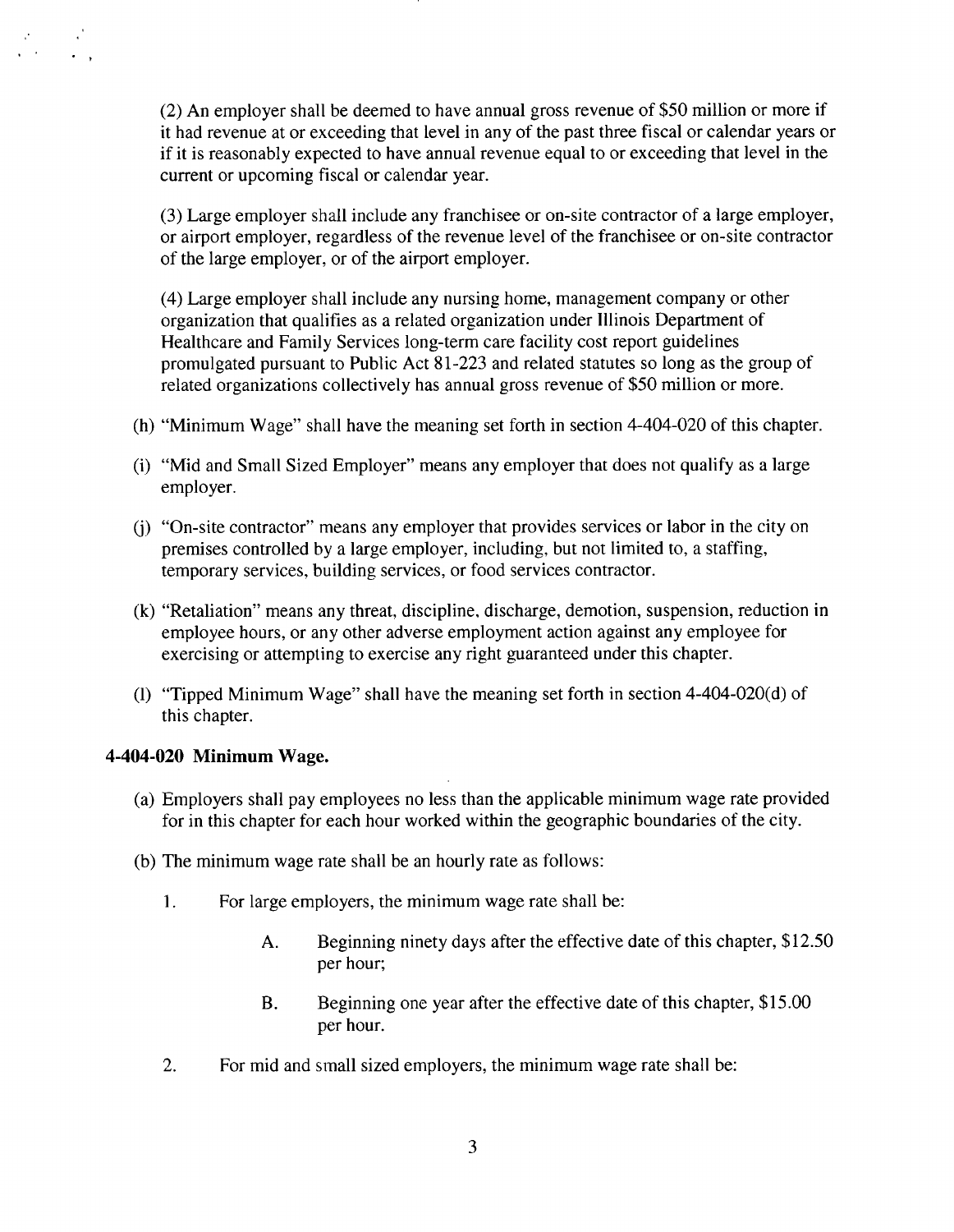(2) An employer shall be deemed to have annual gross revenue of $50 million or more if it had revenue at or exceeding that level in any of the past three fiscal or calendar years or if it is reasonably expected to have annual revenue equal to or exceeding that level in the current or upcoming fiscal or calendar year.

(3) Large employer shall include any franchisee or on-site contractor of a large employer, or airport employer, regardless of the revenue level of the franchisee or on-site contractor of the large employer, or of the airport employer.

(4) Large employer shall include any nursing home, management company or other organization that qualifies as a related organization under Illinois Department of Healthcare and Family Services long-term care facility cost report guidelines promulgated pursuant to Public Act 81-223 and related statutes so long as the group of related organizations collectively has annual gross revenue of $50 million or more.

(h) "Minimum Wage" shall have the meaning set forth in section 4-404-020 of this chapter.

(i) "Mid and Small Sized Employer" means any employer that does not qualify as a large employer.

(j) "On-site contractor" means any employer that provides services or labor in the city on premises controlled by a large employer, including, but not limited to, a staffing, temporary services, building services, or food services contractor.

(k) "Retaliation" means any threat, discipline, discharge, demotion, suspension, reduction in employee hours, or any other adverse employment action against any employee for exercising or attempting to exercise any right guaranteed under this chapter.

(l) "Tipped Minimum Wage" shall have the meaning set forth in section 4-404-020(d) of this chapter.

**4-404-020 Minimum Wage.**

(a) Employers shall pay employees no less than the applicable minimum wage rate provided for in this chapter for each hour worked within the geographic boundaries of the city.

(b) The minimum wage rate shall be an hourly rate as follows:

1. For large employers, the minimum wage rate shall be:

   A. Beginning ninety days after the effective date of this chapter, $12.50 per hour;

   B. Beginning one year after the effective date of this chapter, $15.00 per hour.

2. For mid and small sized employers, the minimum wage rate shall be: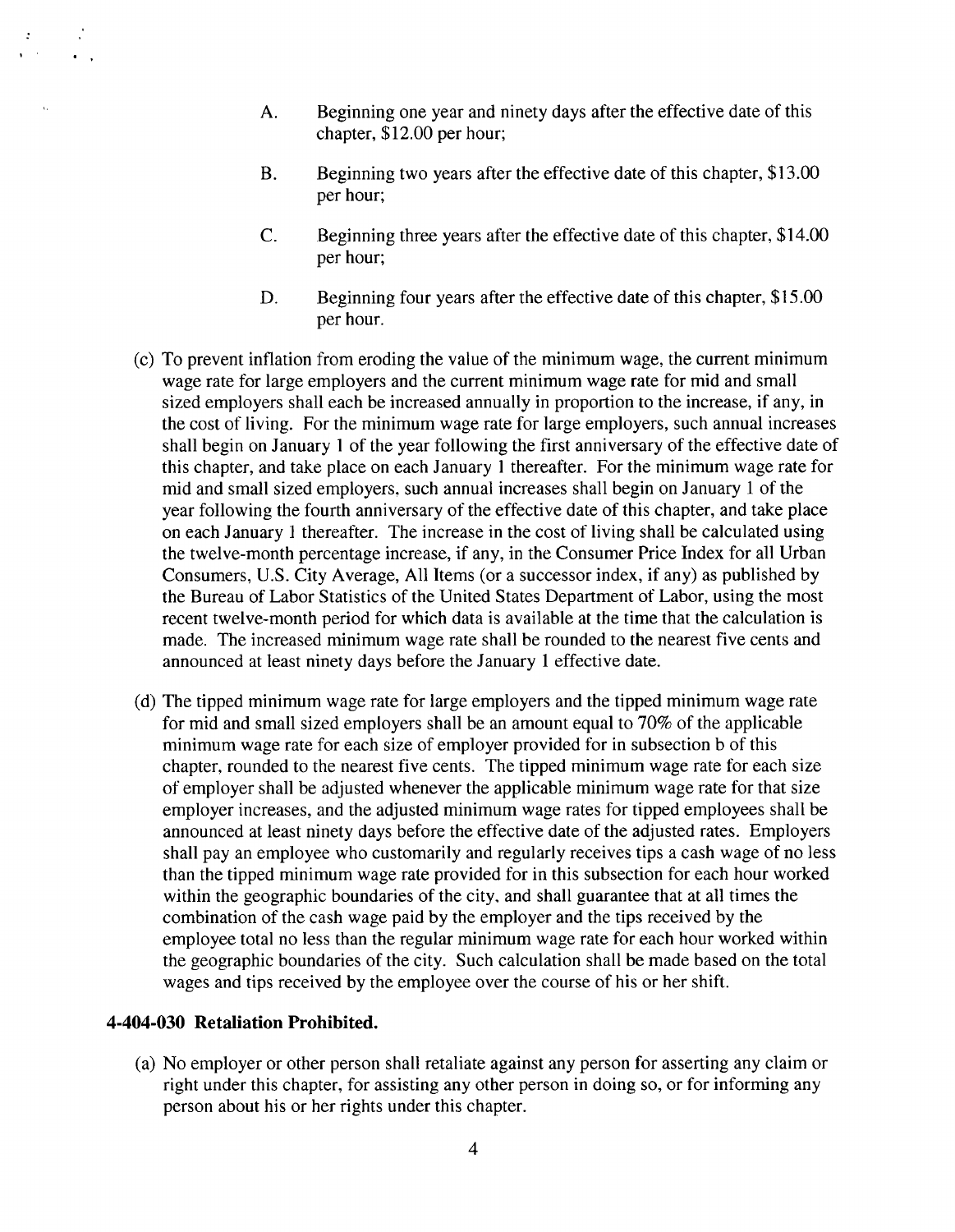A. Beginning one year and ninety days after the effective date of this chapter, $12.00 per hour;

B. Beginning two years after the effective date of this chapter, $13.00 per hour;

C. Beginning three years after the effective date of this chapter, $14.00 per hour;

D. Beginning four years after the effective date of this chapter, $15.00 per hour.

(c) To prevent inflation from eroding the value of the minimum wage, the current minimum wage rate for large employers and the current minimum wage rate for mid and small sized employers shall each be increased annually in proportion to the increase, if any, in the cost of living. For the minimum wage rate for large employers, such annual increases shall begin on January 1 of the year following the first anniversary of the effective date of this chapter, and take place on each January 1 thereafter. For the minimum wage rate for mid and small sized employers, such annual increases shall begin on January 1 of the year following the fourth anniversary of the effective date of this chapter, and take place on each January 1 thereafter. The increase in the cost of living shall be calculated using the twelve-month percentage increase, if any, in the Consumer Price Index for all Urban Consumers, U.S. City Average, All Items (or a successor index, if any) as published by the Bureau of Labor Statistics of the United States Department of Labor, using the most recent twelve-month period for which data is available at the time that the calculation is made. The increased minimum wage rate shall be rounded to the nearest five cents and announced at least ninety days before the January 1 effective date.

(d) The tipped minimum wage rate for large employers and the tipped minimum wage rate for mid and small sized employers shall be an amount equal to 70% of the applicable minimum wage rate for each size of employer provided for in subsection b of this chapter, rounded to the nearest five cents. The tipped minimum wage rate for each size of employer shall be adjusted whenever the applicable minimum wage rate for that size employer increases, and the adjusted minimum wage rates for tipped employees shall be announced at least ninety days before the effective date of the adjusted rates. Employers shall pay an employee who customarily and regularly receives tips a cash wage of no less than the tipped minimum wage rate provided for in this subsection for each hour worked within the geographic boundaries of the city, and shall guarantee that at all times the combination of the cash wage paid by the employer and the tips received by the employee total no less than the regular minimum wage rate for each hour worked within the geographic boundaries of the city. Such calculation shall be made based on the total wages and tips received by the employee over the course of his or her shift.

### 4-404-030 Retaliation Prohibited.

(a) No employer or other person shall retaliate against any person for asserting any claim or right under this chapter, for assisting any other person in doing so, or for informing any person about his or her rights under this chapter.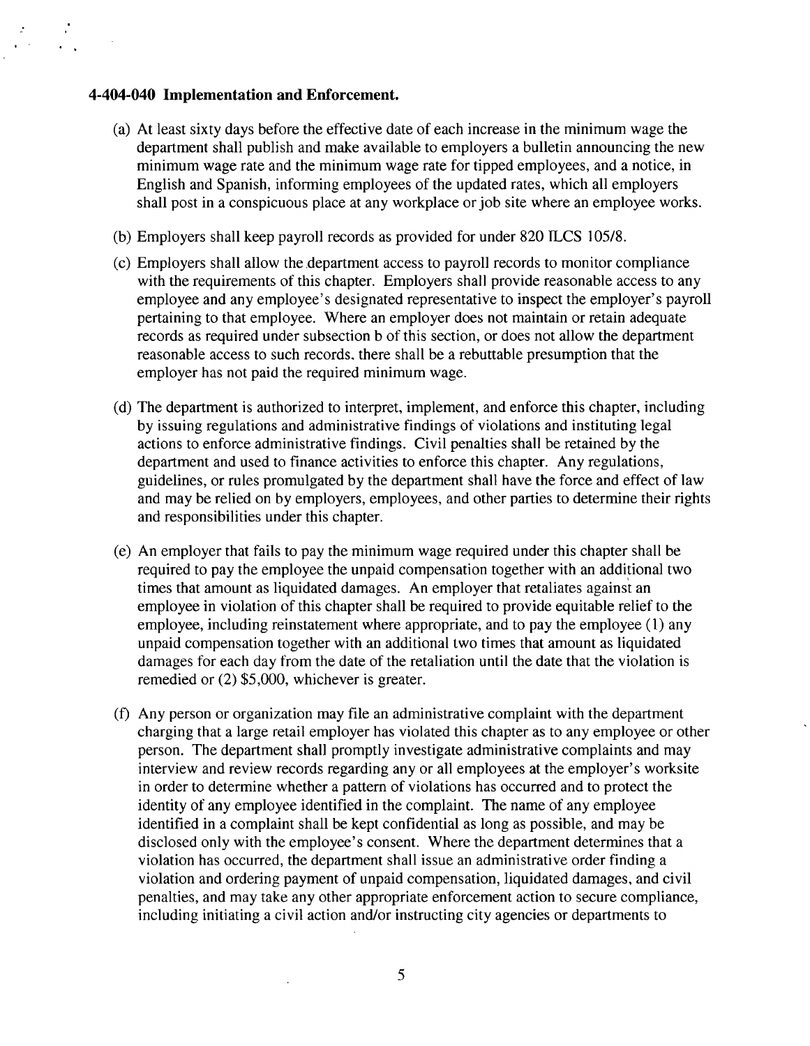**4-404-040 Implementation and Enforcement.**

(a) At least sixty days before the effective date of each increase in the minimum wage the department shall publish and make available to employers a bulletin announcing the new minimum wage rate and the minimum wage rate for tipped employees, and a notice, in English and Spanish, informing employees of the updated rates, which all employers shall post in a conspicuous place at any workplace or job site where an employee works.

(b) Employers shall keep payroll records as provided for under 820 ILCS 105/8.

(c) Employers shall allow the department access to payroll records to monitor compliance with the requirements of this chapter. Employers shall provide reasonable access to any employee and any employee's designated representative to inspect the employer's payroll pertaining to that employee. Where an employer does not maintain or retain adequate records as required under subsection b of this section, or does not allow the department reasonable access to such records, there shall be a rebuttable presumption that the employer has not paid the required minimum wage.

(d) The department is authorized to interpret, implement, and enforce this chapter, including by issuing regulations and administrative findings of violations and instituting legal actions to enforce administrative findings. Civil penalties shall be retained by the department and used to finance activities to enforce this chapter. Any regulations, guidelines, or rules promulgated by the department shall have the force and effect of law and may be relied on by employers, employees, and other parties to determine their rights and responsibilities under this chapter.

(e) An employer that fails to pay the minimum wage required under this chapter shall be required to pay the employee the unpaid compensation together with an additional two times that amount as liquidated damages. An employer that retaliates against an employee in violation of this chapter shall be required to provide equitable relief to the employee, including reinstatement where appropriate, and to pay the employee (1) any unpaid compensation together with an additional two times that amount as liquidated damages for each day from the date of the retaliation until the date that the violation is remedied or (2) $5,000, whichever is greater.

(f) Any person or organization may file an administrative complaint with the department charging that a large retail employer has violated this chapter as to any employee or other person. The department shall promptly investigate administrative complaints and may interview and review records regarding any or all employees at the employer's worksite in order to determine whether a pattern of violations has occurred and to protect the identity of any employee identified in the complaint. The name of any employee identified in a complaint shall be kept confidential as long as possible, and may be disclosed only with the employee's consent. Where the department determines that a violation has occurred, the department shall issue an administrative order finding a violation and ordering payment of unpaid compensation, liquidated damages, and civil penalties, and may take any other appropriate enforcement action to secure compliance, including initiating a civil action and/or instructing city agencies or departments to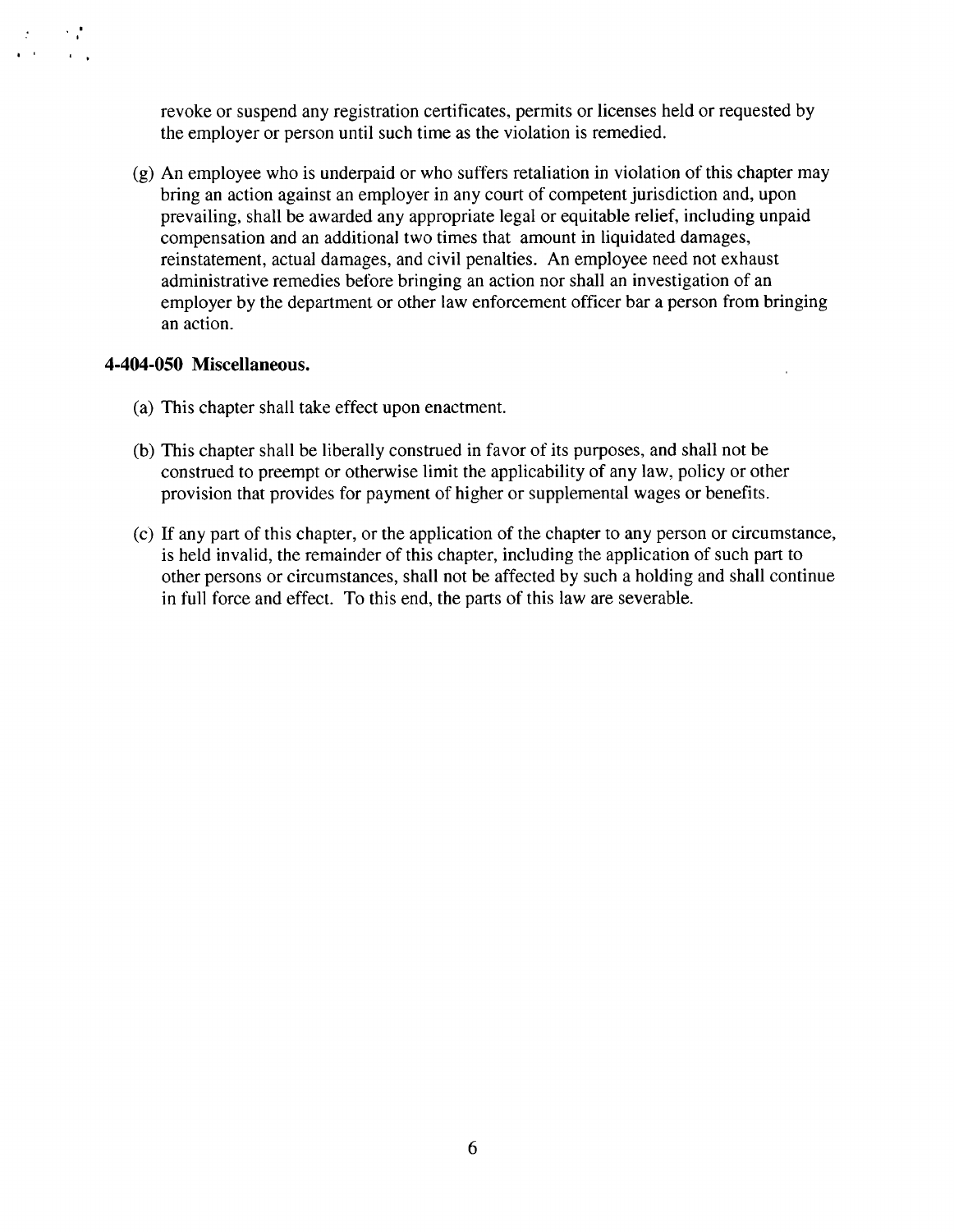revoke or suspend any registration certificates, permits or licenses held or requested by the employer or person until such time as the violation is remedied.

(g) An employee who is underpaid or who suffers retaliation in violation of this chapter may bring an action against an employer in any court of competent jurisdiction and, upon prevailing, shall be awarded any appropriate legal or equitable relief, including unpaid compensation and an additional two times that amount in liquidated damages, reinstatement, actual damages, and civil penalties. An employee need not exhaust administrative remedies before bringing an action nor shall an investigation of an employer by the department or other law enforcement officer bar a person from bringing an action.

**4-404-050 Miscellaneous.**

(a) This chapter shall take effect upon enactment.

(b) This chapter shall be liberally construed in favor of its purposes, and shall not be construed to preempt or otherwise limit the applicability of any law, policy or other provision that provides for payment of higher or supplemental wages or benefits.

(c) If any part of this chapter, or the application of the chapter to any person or circumstance, is held invalid, the remainder of this chapter, including the application of such part to other persons or circumstances, shall not be affected by such a holding and shall continue in full force and effect. To this end, the parts of this law are severable.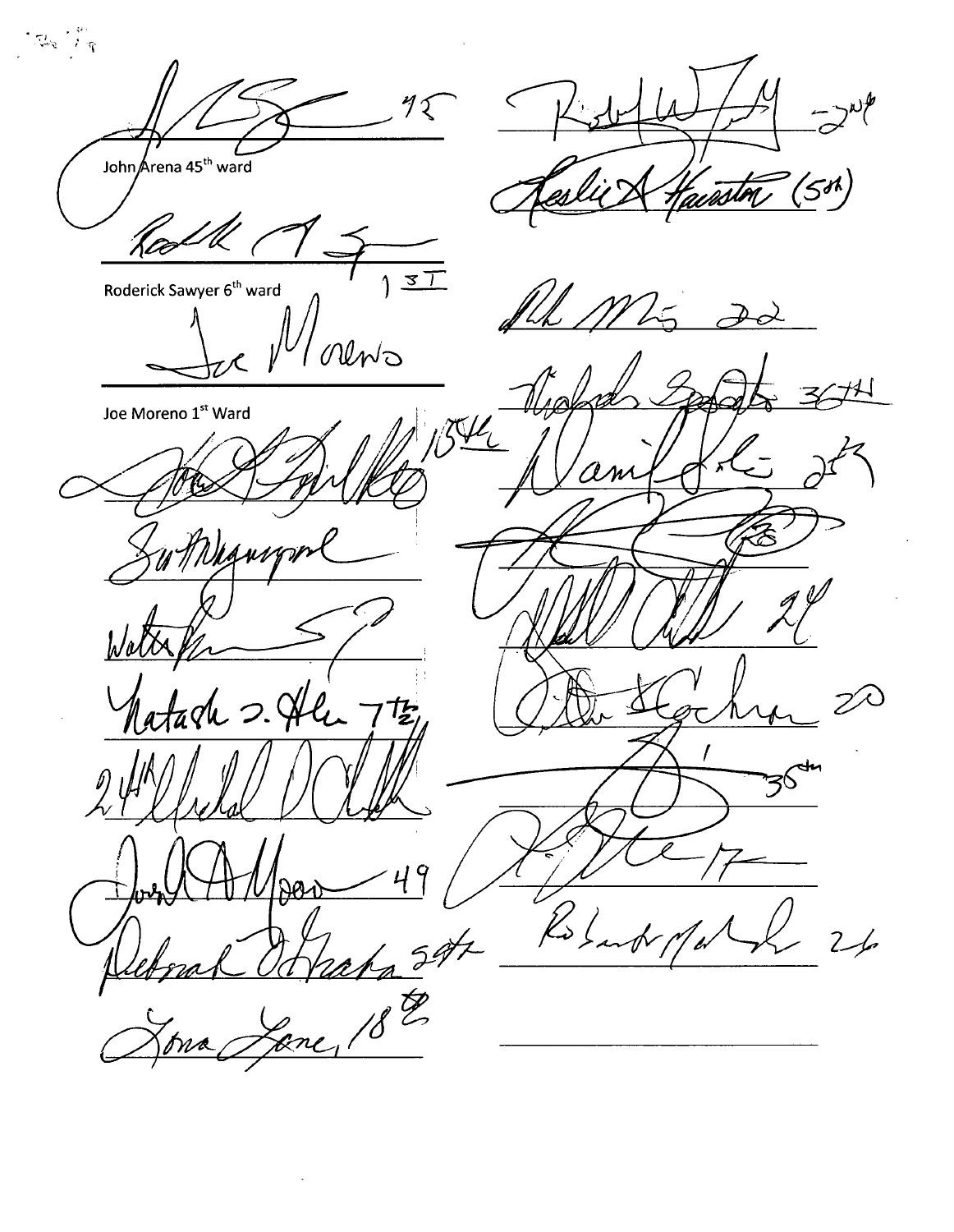45

John Arena 45th ward

Roderick Sawyer 6th ward

13 T

Joe Moreno 1st Ward

15th

Natasha D. Holmes 7th

24th

Joseph A. Moore 49

Deborah L. Graham 29th

Toni Foulkes 16th

-2nd

Leslie A. Hairston (5th)

22

Richard Mell 33rd

36th

25

28

20

35th

17

Roberto Maldonado 26